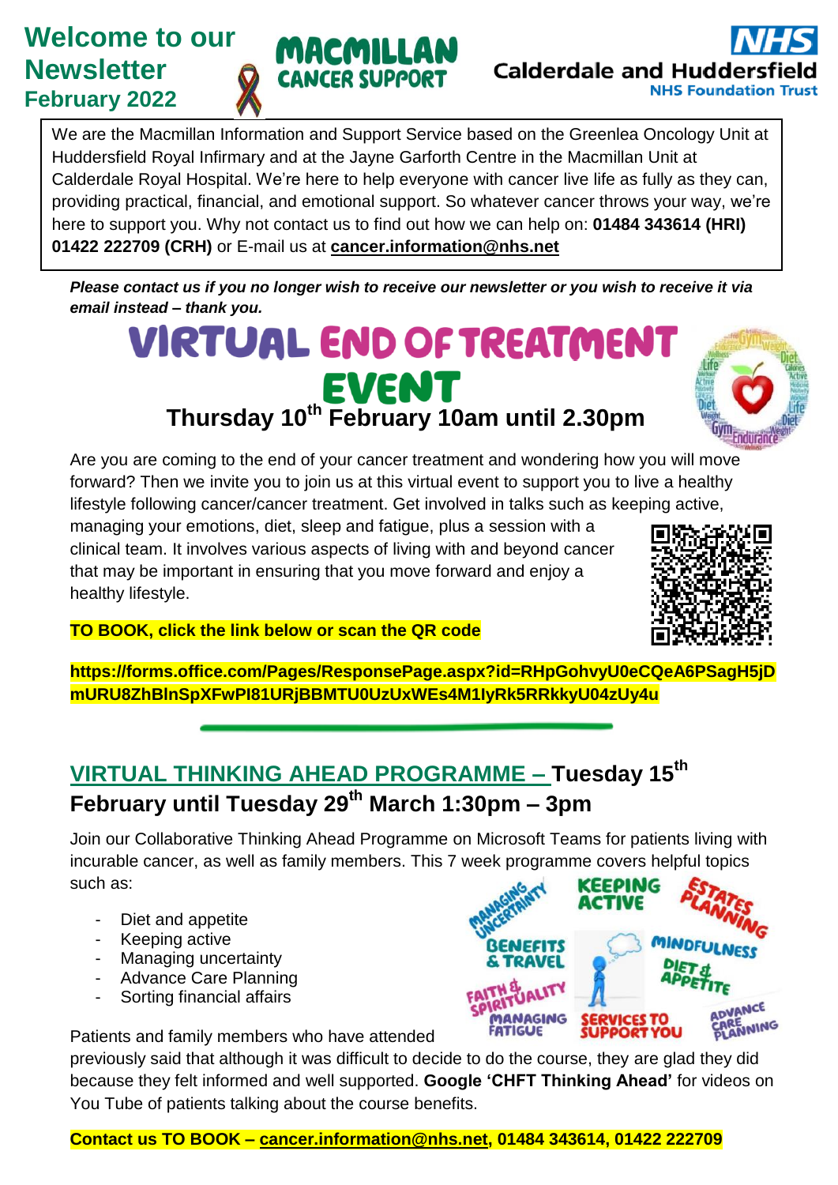# Welcome to our Newsletter

## February 2022

MACMILLAN CANCER SUPPORT

NHS Calderdale and Huddersfield NHS Foundation Trust

We are the Macmillan Information and Support Service based on the Greenlea Oncology Unit at Huddersfield Royal Infirmary and at the Jayne Garforth Centre in the Macmillan Unit at Calderdale Royal Hospital. We're here to help everyone with cancer live life as fully as they can, providing practical, financial, and emotional support. So whatever cancer throws your way, we're here to support you. Why not contact us to find out how we can help on: **01484 343614 (HRI) 01422 222709 (CRH)** or E-mail us at **cancer.information@nhs.net**

***Please contact us if you no longer wish to receive our newsletter or you wish to receive it via email instead – thank you.***

# VIRTUAL END OF TREATMENT EVENT

## Thursday 10th February 10am until 2.30pm

Are you are coming to the end of your cancer treatment and wondering how you will move forward? Then we invite you to join us at this virtual event to support you to live a healthy lifestyle following cancer/cancer treatment. Get involved in talks such as keeping active, managing your emotions, diet, sleep and fatigue, plus a session with a clinical team. It involves various aspects of living with and beyond cancer that may be important in ensuring that you move forward and enjoy a healthy lifestyle.

**TO BOOK, click the link below or scan the QR code**

**https://forms.office.com/Pages/ResponsePage.aspx?id=RHpGohvyU0eCQeA6PSagH5jDmURU8ZhBlnSpXFwPI81URjBBMTU0UzUxWEs4M1IyRk5RRkkyU04zUy4u**

---

## VIRTUAL THINKING AHEAD PROGRAMME – Tuesday 15th February until Tuesday 29th March 1:30pm – 3pm

Join our Collaborative Thinking Ahead Programme on Microsoft Teams for patients living with incurable cancer, as well as family members. This 7 week programme covers helpful topics such as:

- Diet and appetite
- Keeping active
- Managing uncertainty
- Advance Care Planning
- Sorting financial affairs

Patients and family members who have attended previously said that although it was difficult to decide to do the course, they are glad they did because they felt informed and well supported. **Google 'CHFT Thinking Ahead'** for videos on You Tube of patients talking about the course benefits.

**Contact us TO BOOK – cancer.information@nhs.net, 01484 343614, 01422 222709**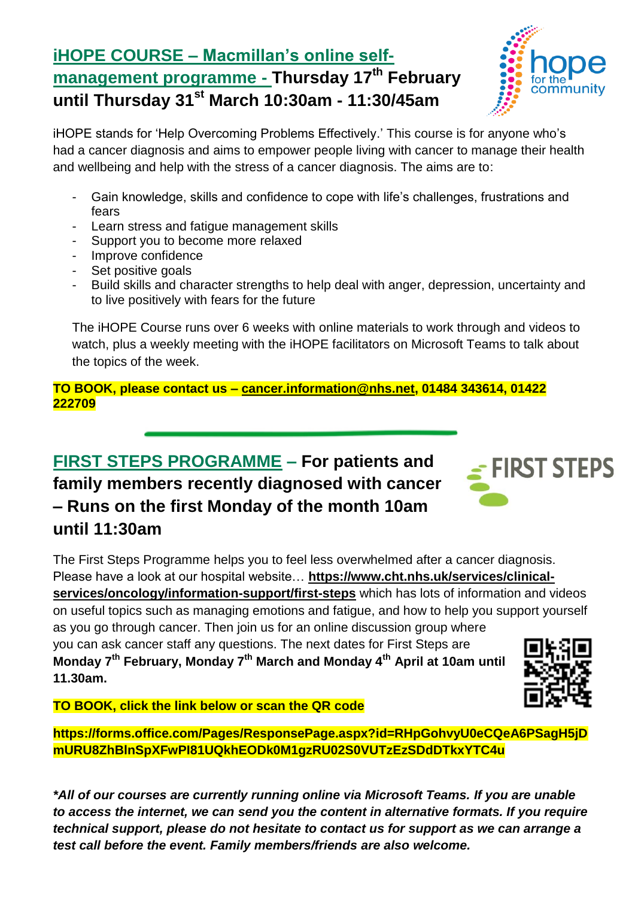## iHOPE COURSE – Macmillan's online self-management programme - Thursday 17th February until Thursday 31st March 10:30am - 11:30/45am

iHOPE stands for 'Help Overcoming Problems Effectively.' This course is for anyone who's had a cancer diagnosis and aims to empower people living with cancer to manage their health and wellbeing and help with the stress of a cancer diagnosis. The aims are to:

- Gain knowledge, skills and confidence to cope with life's challenges, frustrations and fears
- Learn stress and fatigue management skills
- Support you to become more relaxed
- Improve confidence
- Set positive goals
- Build skills and character strengths to help deal with anger, depression, uncertainty and to live positively with fears for the future

The iHOPE Course runs over 6 weeks with online materials to work through and videos to watch, plus a weekly meeting with the iHOPE facilitators on Microsoft Teams to talk about the topics of the week.

**TO BOOK, please contact us – cancer.information@nhs.net, 01484 343614, 01422 222709**

---

## FIRST STEPS PROGRAMME – For patients and family members recently diagnosed with cancer – Runs on the first Monday of the month 10am until 11:30am

The First Steps Programme helps you to feel less overwhelmed after a cancer diagnosis. Please have a look at our hospital website… **https://www.cht.nhs.uk/services/clinical-services/oncology/information-support/first-steps** which has lots of information and videos on useful topics such as managing emotions and fatigue, and how to help you support yourself as you go through cancer. Then join us for an online discussion group where you can ask cancer staff any questions. The next dates for First Steps are **Monday 7th February, Monday 7th March and Monday 4th April at 10am until 11.30am.**

**TO BOOK, click the link below or scan the QR code**

**https://forms.office.com/Pages/ResponsePage.aspx?id=RHpGohvyU0eCQeA6PSagH5jDmURU8ZhBlnSpXFwPl81UQkhEODk0M1gzRU02S0VUTzEzSDdDTkxYTC4u**

***All of our courses are currently running online via Microsoft Teams. If you are unable to access the internet, we can send you the content in alternative formats. If you require technical support, please do not hesitate to contact us for support as we can arrange a test call before the event. Family members/friends are also welcome.***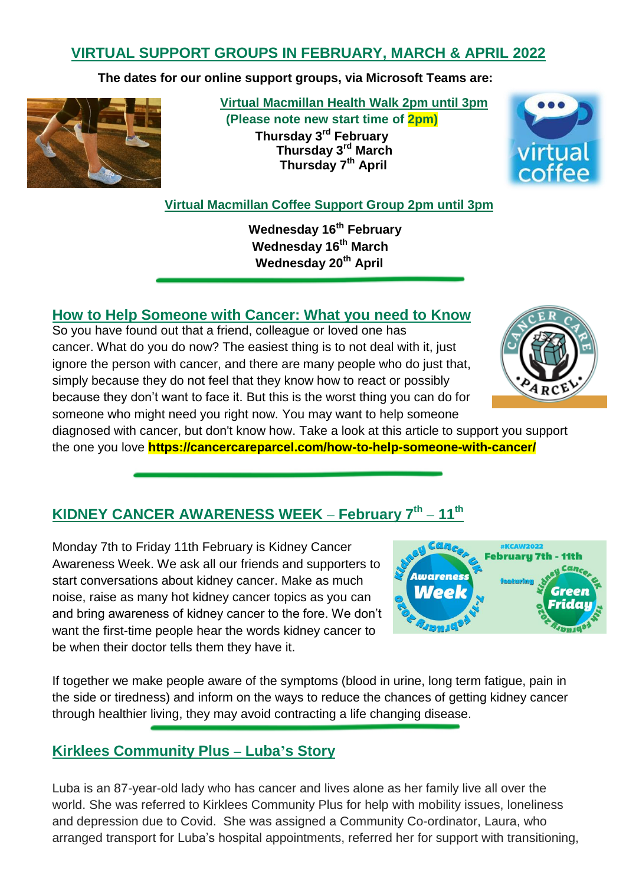## VIRTUAL SUPPORT GROUPS IN FEBRUARY, MARCH & APRIL 2022

**The dates for our online support groups, via Microsoft Teams are:**

**Virtual Macmillan Health Walk 2pm until 3pm**
**(Please note new start time of 2pm)**

**Thursday 3rd February**
**Thursday 3rd March**
**Thursday 7th April**

**Virtual Macmillan Coffee Support Group 2pm until 3pm**

**Wednesday 16th February**
**Wednesday 16th March**
**Wednesday 20th April**

## How to Help Someone with Cancer: What you need to Know

So you have found out that a friend, colleague or loved one has cancer. What do you do now? The easiest thing is to not deal with it, just ignore the person with cancer, and there are many people who do just that, simply because they do not feel that they know how to react or possibly because they don't want to face it. But this is the worst thing you can do for someone who might need you right now. You may want to help someone diagnosed with cancer, but don't know how. Take a look at this article to support you support the one you love **https://cancercareparcel.com/how-to-help-someone-with-cancer/**

## KIDNEY CANCER AWARENESS WEEK – February 7th – 11th

Monday 7th to Friday 11th February is Kidney Cancer Awareness Week. We ask all our friends and supporters to start conversations about kidney cancer. Make as much noise, raise as many hot kidney cancer topics as you can and bring awareness of kidney cancer to the fore. We don't want the first-time people hear the words kidney cancer to be when their doctor tells them they have it.

If together we make people aware of the symptoms (blood in urine, long term fatigue, pain in the side or tiredness) and inform on the ways to reduce the chances of getting kidney cancer through healthier living, they may avoid contracting a life changing disease.

## Kirklees Community Plus – Luba's Story

Luba is an 87-year-old lady who has cancer and lives alone as her family live all over the world. She was referred to Kirklees Community Plus for help with mobility issues, loneliness and depression due to Covid. She was assigned a Community Co-ordinator, Laura, who arranged transport for Luba's hospital appointments, referred her for support with transitioning,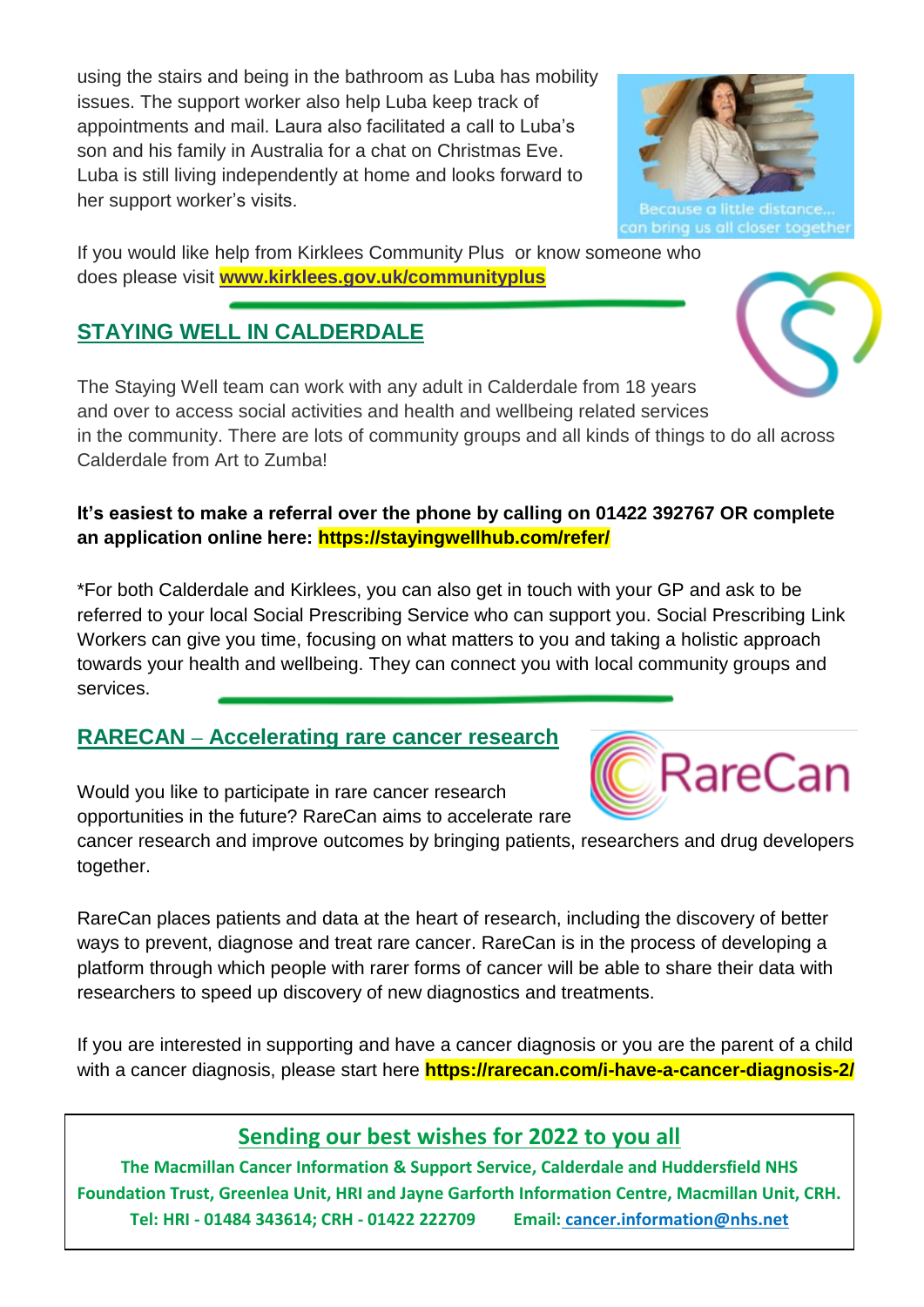using the stairs and being in the bathroom as Luba has mobility issues. The support worker also help Luba keep track of appointments and mail. Laura also facilitated a call to Luba's son and his family in Australia for a chat on Christmas Eve. Luba is still living independently at home and looks forward to her support worker's visits.

If you would like help from Kirklees Community Plus or know someone who does please visit **www.kirklees.gov.uk/communityplus**

## STAYING WELL IN CALDERDALE

The Staying Well team can work with any adult in Calderdale from 18 years and over to access social activities and health and wellbeing related services in the community. There are lots of community groups and all kinds of things to do all across Calderdale from Art to Zumba!

**It's easiest to make a referral over the phone by calling on 01422 392767 OR complete an application online here: https://stayingwellhub.com/refer/**

*For both Calderdale and Kirklees, you can also get in touch with your GP and ask to be referred to your local Social Prescribing Service who can support you. Social Prescribing Link Workers can give you time, focusing on what matters to you and taking a holistic approach towards your health and wellbeing. They can connect you with local community groups and services.

## RARECAN – Accelerating rare cancer research

Would you like to participate in rare cancer research opportunities in the future? RareCan aims to accelerate rare cancer research and improve outcomes by bringing patients, researchers and drug developers together.

RareCan places patients and data at the heart of research, including the discovery of better ways to prevent, diagnose and treat rare cancer. RareCan is in the process of developing a platform through which people with rarer forms of cancer will be able to share their data with researchers to speed up discovery of new diagnostics and treatments.

If you are interested in supporting and have a cancer diagnosis or you are the parent of a child with a cancer diagnosis, please start here **https://rarecan.com/i-have-a-cancer-diagnosis-2/**

## Sending our best wishes for 2022 to you all

**The Macmillan Cancer Information & Support Service, Calderdale and Huddersfield NHS Foundation Trust, Greenlea Unit, HRI and Jayne Garforth Information Centre, Macmillan Unit, CRH.**
**Tel: HRI - 01484 343614; CRH - 01422 222709 Email: cancer.information@nhs.net**